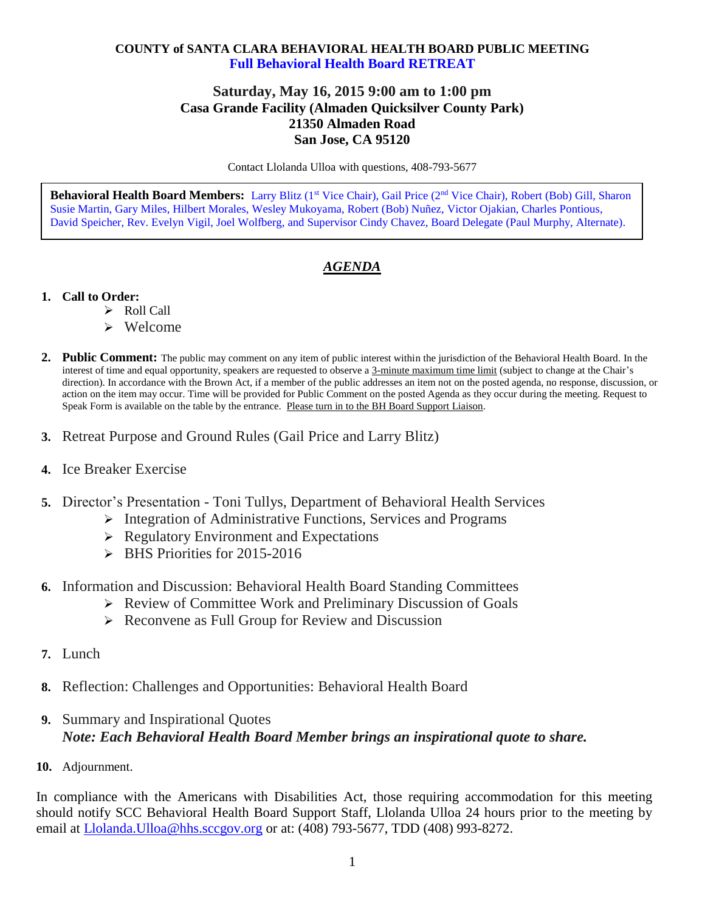**COUNTY of SANTA CLARA BEHAVIORAL HEALTH BOARD PUBLIC MEETING**
**Full Behavioral Health Board RETREAT**

**Saturday, May 16, 2015 9:00 am to 1:00 pm**
**Casa Grande Facility (Almaden Quicksilver County Park)**
**21350 Almaden Road**
**San Jose, CA 95120**

Contact Llolanda Ulloa with questions, 408-793-5677

**Behavioral Health Board Members:** Larry Blitz (1st Vice Chair), Gail Price (2nd Vice Chair), Robert (Bob) Gill, Sharon Susie Martin, Gary Miles, Hilbert Morales, Wesley Mukoyama, Robert (Bob) Nuñez, Victor Ojakian, Charles Pontious, David Speicher, Rev. Evelyn Vigil, Joel Wolfberg, and Supervisor Cindy Chavez, Board Delegate (Paul Murphy, Alternate).

## *AGENDA*

1. **Call to Order:**
   - Roll Call
   - Welcome

2. **Public Comment:** The public may comment on any item of public interest within the jurisdiction of the Behavioral Health Board. In the interest of time and equal opportunity, speakers are requested to observe a 3-minute maximum time limit (subject to change at the Chair's direction). In accordance with the Brown Act, if a member of the public addresses an item not on the posted agenda, no response, discussion, or action on the item may occur. Time will be provided for Public Comment on the posted Agenda as they occur during the meeting. Request to Speak Form is available on the table by the entrance. Please turn in to the BH Board Support Liaison.

3. Retreat Purpose and Ground Rules (Gail Price and Larry Blitz)

4. Ice Breaker Exercise

5. Director's Presentation - Toni Tullys, Department of Behavioral Health Services
   - Integration of Administrative Functions, Services and Programs
   - Regulatory Environment and Expectations
   - BHS Priorities for 2015-2016

6. Information and Discussion: Behavioral Health Board Standing Committees
   - Review of Committee Work and Preliminary Discussion of Goals
   - Reconvene as Full Group for Review and Discussion

7. Lunch

8. Reflection: Challenges and Opportunities: Behavioral Health Board

9. Summary and Inspirational Quotes
   ***Note: Each Behavioral Health Board Member brings an inspirational quote to share.***

10. Adjournment.

In compliance with the Americans with Disabilities Act, those requiring accommodation for this meeting should notify SCC Behavioral Health Board Support Staff, Llolanda Ulloa 24 hours prior to the meeting by email at Llolanda.Ulloa@hhs.sccgov.org or at: (408) 793-5677, TDD (408) 993-8272.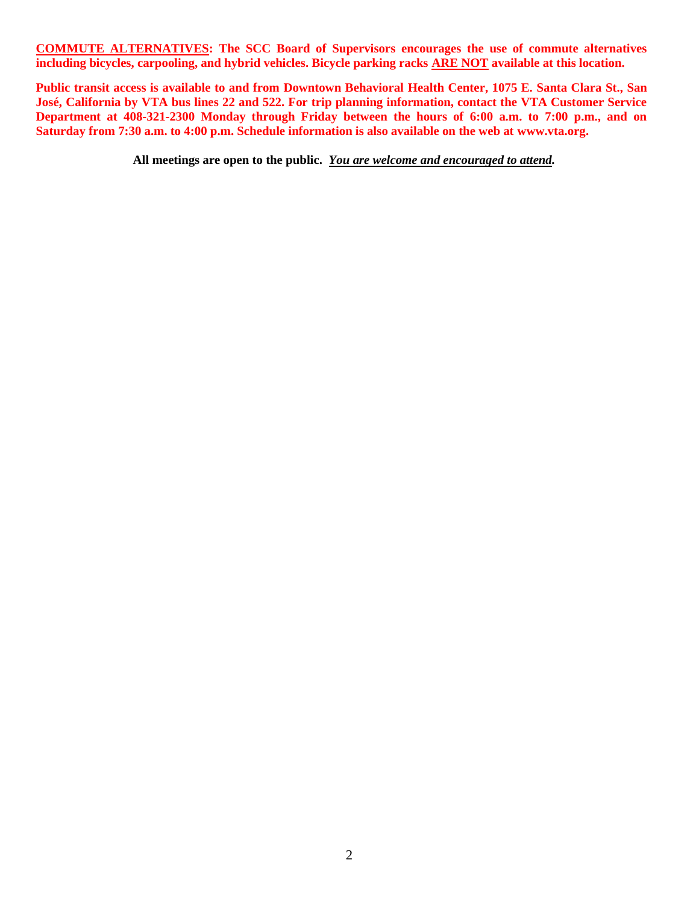**<u>COMMUTE ALTERNATIVES</u>: The SCC Board of Supervisors encourages the use of commute alternatives including bicycles, carpooling, and hybrid vehicles. Bicycle parking racks <u>ARE NOT</u> available at this location.**

**Public transit access is available to and from Downtown Behavioral Health Center, 1075 E. Santa Clara St., San José, California by VTA bus lines 22 and 522. For trip planning information, contact the VTA Customer Service Department at 408-321-2300 Monday through Friday between the hours of 6:00 a.m. to 7:00 p.m., and on Saturday from 7:30 a.m. to 4:00 p.m. Schedule information is also available on the web at www.vta.org.**

**All meetings are open to the public.** ***<u>You are welcome and encouraged to attend</u>.***